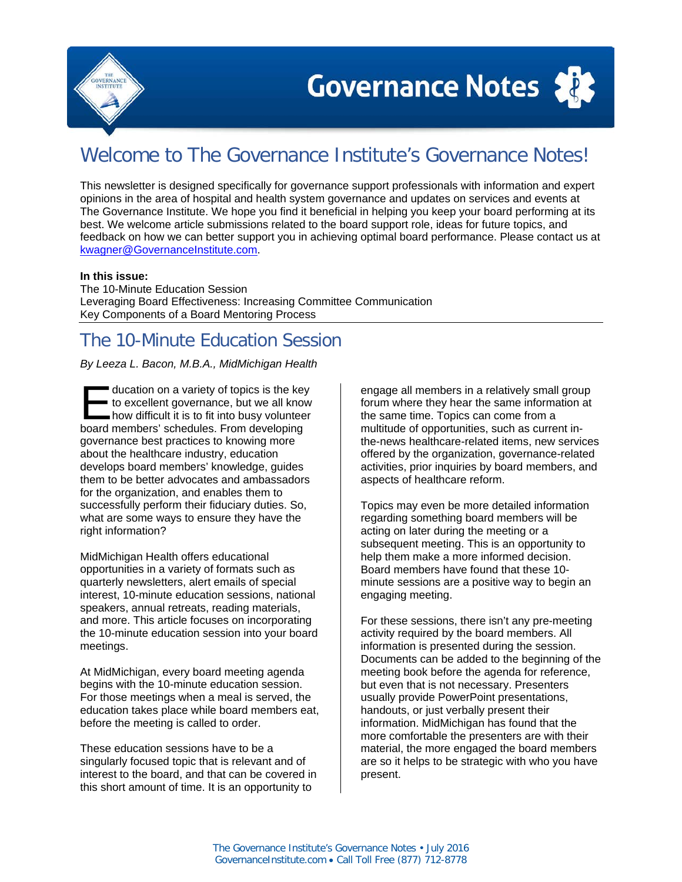# Welcome to The Governance Institute's Governance Notes!

This newsletter is designed specifically for governance support professionals with information and expert opinions in the area of hospital and health system governance and updates on services and events at The Governance Institute. We hope you find it beneficial in helping you keep your board performing at its best. We welcome article submissions related to the board support role, ideas for future topics, and feedback on how we can better support you in achieving optimal board performance. Please contact us at kwagner@GovernanceInstitute.com.

**In this issue:**

The 10-Minute Education Session
Leveraging Board Effectiveness: Increasing Committee Communication
Key Components of a Board Mentoring Process

## The 10-Minute Education Session

*By Leeza L. Bacon, M.B.A., MidMichigan Health*

Education on a variety of topics is the key to excellent governance, but we all know how difficult it is to fit into busy volunteer board members' schedules. From developing governance best practices to knowing more about the healthcare industry, education develops board members' knowledge, guides them to be better advocates and ambassadors for the organization, and enables them to successfully perform their fiduciary duties. So, what are some ways to ensure they have the right information?

MidMichigan Health offers educational opportunities in a variety of formats such as quarterly newsletters, alert emails of special interest, 10-minute education sessions, national speakers, annual retreats, reading materials, and more. This article focuses on incorporating the 10-minute education session into your board meetings.

At MidMichigan, every board meeting agenda begins with the 10-minute education session. For those meetings when a meal is served, the education takes place while board members eat, before the meeting is called to order.

These education sessions have to be a singularly focused topic that is relevant and of interest to the board, and that can be covered in this short amount of time. It is an opportunity to engage all members in a relatively small group forum where they hear the same information at the same time. Topics can come from a multitude of opportunities, such as current in-the-news healthcare-related items, new services offered by the organization, governance-related activities, prior inquiries by board members, and aspects of healthcare reform.

Topics may even be more detailed information regarding something board members will be acting on later during the meeting or a subsequent meeting. This is an opportunity to help them make a more informed decision. Board members have found that these 10-minute sessions are a positive way to begin an engaging meeting.

For these sessions, there isn't any pre-meeting activity required by the board members. All information is presented during the session. Documents can be added to the beginning of the meeting book before the agenda for reference, but even that is not necessary. Presenters usually provide PowerPoint presentations, handouts, or just verbally present their information. MidMichigan has found that the more comfortable the presenters are with their material, the more engaged the board members are so it helps to be strategic with who you have present.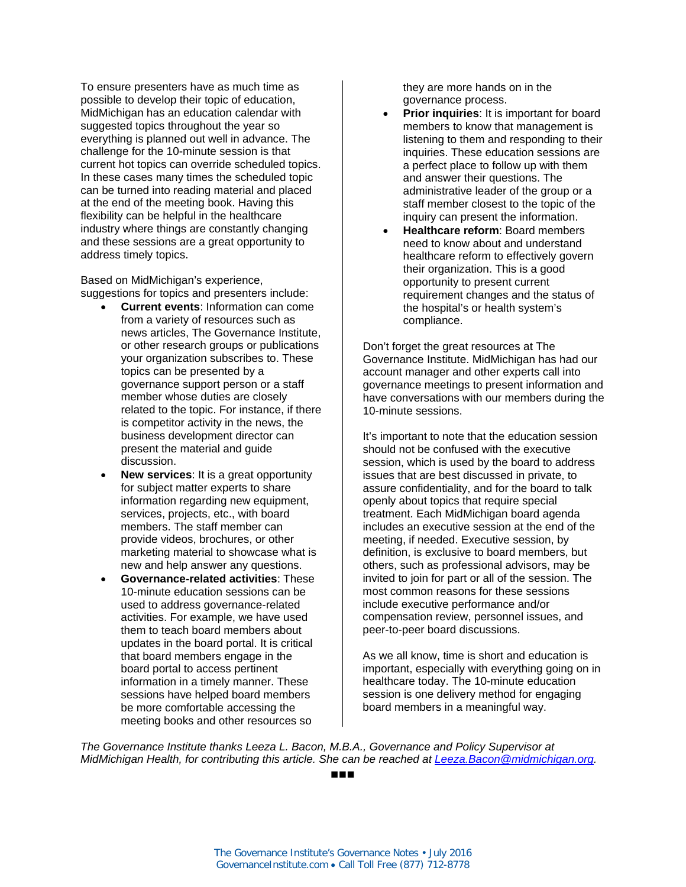To ensure presenters have as much time as possible to develop their topic of education, MidMichigan has an education calendar with suggested topics throughout the year so everything is planned out well in advance. The challenge for the 10-minute session is that current hot topics can override scheduled topics. In these cases many times the scheduled topic can be turned into reading material and placed at the end of the meeting book. Having this flexibility can be helpful in the healthcare industry where things are constantly changing and these sessions are a great opportunity to address timely topics.

Based on MidMichigan's experience, suggestions for topics and presenters include:

- **Current events**: Information can come from a variety of resources such as news articles, The Governance Institute, or other research groups or publications your organization subscribes to. These topics can be presented by a governance support person or a staff member whose duties are closely related to the topic. For instance, if there is competitor activity in the news, the business development director can present the material and guide discussion.
- **New services**: It is a great opportunity for subject matter experts to share information regarding new equipment, services, projects, etc., with board members. The staff member can provide videos, brochures, or other marketing material to showcase what is new and help answer any questions.
- **Governance-related activities**: These 10-minute education sessions can be used to address governance-related activities. For example, we have used them to teach board members about updates in the board portal. It is critical that board members engage in the board portal to access pertinent information in a timely manner. These sessions have helped board members be more comfortable accessing the meeting books and other resources so they are more hands on in the governance process.
- **Prior inquiries**: It is important for board members to know that management is listening to them and responding to their inquiries. These education sessions are a perfect place to follow up with them and answer their questions. The administrative leader of the group or a staff member closest to the topic of the inquiry can present the information.
- **Healthcare reform**: Board members need to know about and understand healthcare reform to effectively govern their organization. This is a good opportunity to present current requirement changes and the status of the hospital's or health system's compliance.

Don't forget the great resources at The Governance Institute. MidMichigan has had our account manager and other experts call into governance meetings to present information and have conversations with our members during the 10-minute sessions.

It's important to note that the education session should not be confused with the executive session, which is used by the board to address issues that are best discussed in private, to assure confidentiality, and for the board to talk openly about topics that require special treatment. Each MidMichigan board agenda includes an executive session at the end of the meeting, if needed. Executive session, by definition, is exclusive to board members, but others, such as professional advisors, may be invited to join for part or all of the session. The most common reasons for these sessions include executive performance and/or compensation review, personnel issues, and peer-to-peer board discussions.

As we all know, time is short and education is important, especially with everything going on in healthcare today. The 10-minute education session is one delivery method for engaging board members in a meaningful way.

*The Governance Institute thanks Leeza L. Bacon, M.B.A., Governance and Policy Supervisor at MidMichigan Health, for contributing this article. She can be reached at Leeza.Bacon@midmichigan.org.*

■■■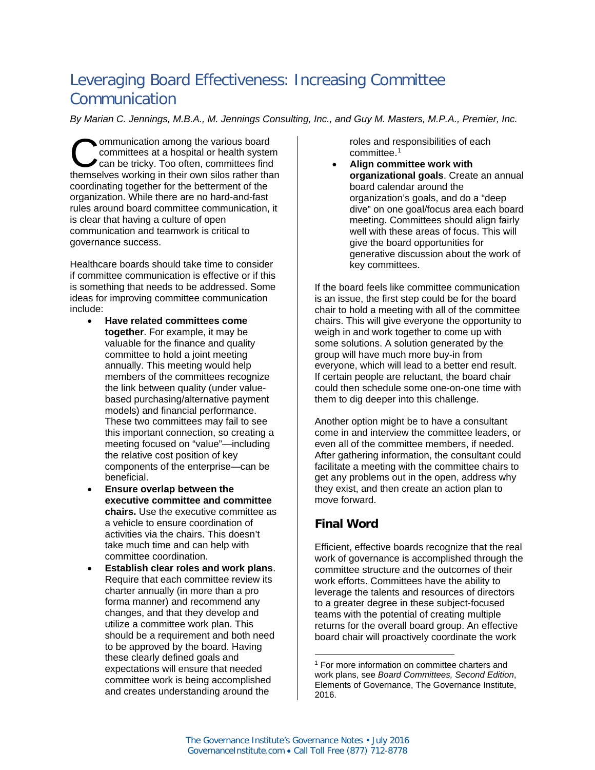# Leveraging Board Effectiveness: Increasing Committee Communication

*By Marian C. Jennings, M.B.A., M. Jennings Consulting, Inc., and Guy M. Masters, M.P.A., Premier, Inc.*

Communication among the various board committees at a hospital or health system can be tricky. Too often, committees find themselves working in their own silos rather than coordinating together for the betterment of the organization. While there are no hard-and-fast rules around board committee communication, it is clear that having a culture of open communication and teamwork is critical to governance success.

Healthcare boards should take time to consider if committee communication is effective or if this is something that needs to be addressed. Some ideas for improving committee communication include:

- **Have related committees come together**. For example, it may be valuable for the finance and quality committee to hold a joint meeting annually. This meeting would help members of the committees recognize the link between quality (under value-based purchasing/alternative payment models) and financial performance. These two committees may fail to see this important connection, so creating a meeting focused on "value"—including the relative cost position of key components of the enterprise—can be beneficial.
- **Ensure overlap between the executive committee and committee chairs.** Use the executive committee as a vehicle to ensure coordination of activities via the chairs. This doesn't take much time and can help with committee coordination.
- **Establish clear roles and work plans**. Require that each committee review its charter annually (in more than a pro forma manner) and recommend any changes, and that they develop and utilize a committee work plan. This should be a requirement and both need to be approved by the board. Having these clearly defined goals and expectations will ensure that needed committee work is being accomplished and creates understanding around the roles and responsibilities of each committee.[1]
- **Align committee work with organizational goals**. Create an annual board calendar around the organization's goals, and do a "deep dive" on one goal/focus area each board meeting. Committees should align fairly well with these areas of focus. This will give the board opportunities for generative discussion about the work of key committees.

If the board feels like committee communication is an issue, the first step could be for the board chair to hold a meeting with all of the committee chairs. This will give everyone the opportunity to weigh in and work together to come up with some solutions. A solution generated by the group will have much more buy-in from everyone, which will lead to a better end result. If certain people are reluctant, the board chair could then schedule some one-on-one time with them to dig deeper into this challenge.

Another option might be to have a consultant come in and interview the committee leaders, or even all of the committee members, if needed. After gathering information, the consultant could facilitate a meeting with the committee chairs to get any problems out in the open, address why they exist, and then create an action plan to move forward.

## Final Word

Efficient, effective boards recognize that the real work of governance is accomplished through the committee structure and the outcomes of their work efforts. Committees have the ability to leverage the talents and resources of directors to a greater degree in these subject-focused teams with the potential of creating multiple returns for the overall board group. An effective board chair will proactively coordinate the work

[1] For more information on committee charters and work plans, see *Board Committees, Second Edition*, Elements of Governance, The Governance Institute, 2016.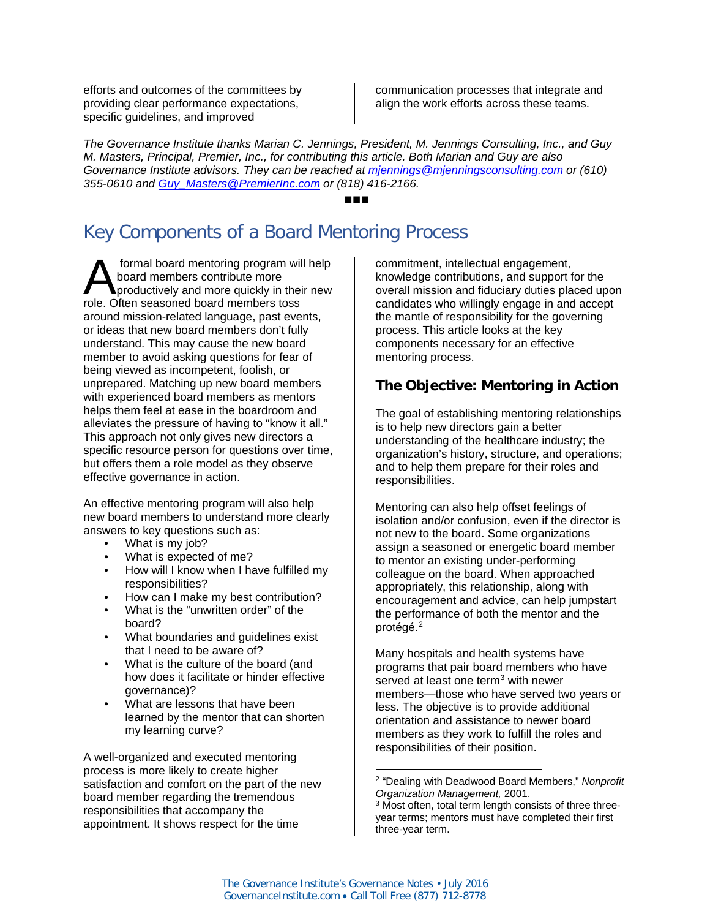efforts and outcomes of the committees by providing clear performance expectations, specific guidelines, and improved communication processes that integrate and align the work efforts across these teams.

*The Governance Institute thanks Marian C. Jennings, President, M. Jennings Consulting, Inc., and Guy M. Masters, Principal, Premier, Inc., for contributing this article. Both Marian and Guy are also Governance Institute advisors. They can be reached at mjennings@mjenningsconsulting.com or (610) 355-0610 and Guy_Masters@PremierInc.com or (818) 416-2166.*

■■■

# Key Components of a Board Mentoring Process

A formal board mentoring program will help board members contribute more productively and more quickly in their new role. Often seasoned board members toss around mission-related language, past events, or ideas that new board members don't fully understand. This may cause the new board member to avoid asking questions for fear of being viewed as incompetent, foolish, or unprepared. Matching up new board members with experienced board members as mentors helps them feel at ease in the boardroom and alleviates the pressure of having to "know it all." This approach not only gives new directors a specific resource person for questions over time, but offers them a role model as they observe effective governance in action.

An effective mentoring program will also help new board members to understand more clearly answers to key questions such as:

- What is my job?
- What is expected of me?
- How will I know when I have fulfilled my responsibilities?
- How can I make my best contribution?
- What is the "unwritten order" of the board?
- What boundaries and guidelines exist that I need to be aware of?
- What is the culture of the board (and how does it facilitate or hinder effective governance)?
- What are lessons that have been learned by the mentor that can shorten my learning curve?

A well-organized and executed mentoring process is more likely to create higher satisfaction and comfort on the part of the new board member regarding the tremendous responsibilities that accompany the appointment. It shows respect for the time commitment, intellectual engagement, knowledge contributions, and support for the overall mission and fiduciary duties placed upon candidates who willingly engage in and accept the mantle of responsibility for the governing process. This article looks at the key components necessary for an effective mentoring process.

## The Objective: Mentoring in Action

The goal of establishing mentoring relationships is to help new directors gain a better understanding of the healthcare industry; the organization's history, structure, and operations; and to help them prepare for their roles and responsibilities.

Mentoring can also help offset feelings of isolation and/or confusion, even if the director is not new to the board. Some organizations assign a seasoned or energetic board member to mentor an existing under-performing colleague on the board. When approached appropriately, this relationship, along with encouragement and advice, can help jumpstart the performance of both the mentor and the protégé.[2]

Many hospitals and health systems have programs that pair board members who have served at least one term[3] with newer members—those who have served two years or less. The objective is to provide additional orientation and assistance to newer board members as they work to fulfill the roles and responsibilities of their position.

---

[2] "Dealing with Deadwood Board Members," *Nonprofit Organization Management,* 2001.

[3] Most often, total term length consists of three three-year terms; mentors must have completed their first three-year term.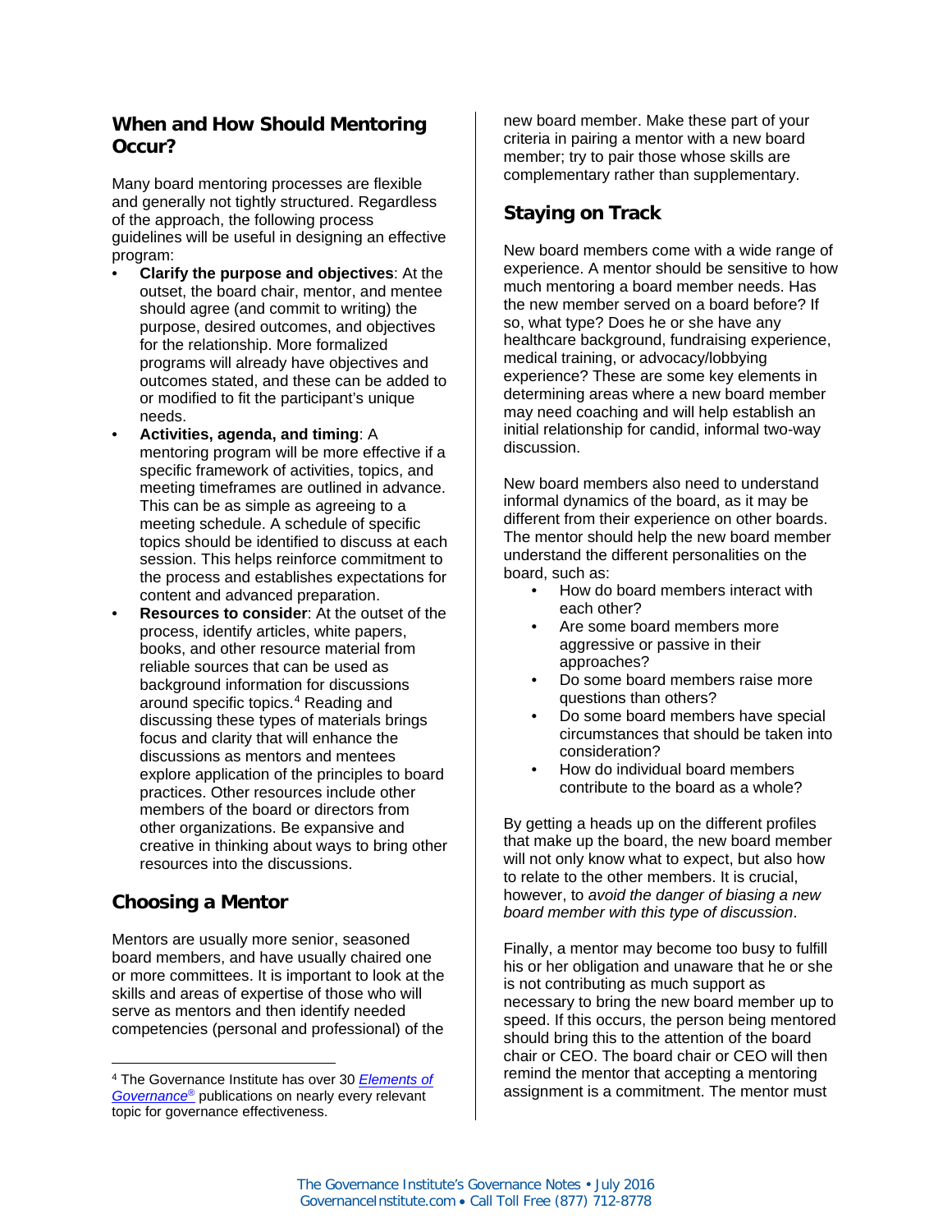## When and How Should Mentoring Occur?

Many board mentoring processes are flexible and generally not tightly structured. Regardless of the approach, the following process guidelines will be useful in designing an effective program:

- **Clarify the purpose and objectives**: At the outset, the board chair, mentor, and mentee should agree (and commit to writing) the purpose, desired outcomes, and objectives for the relationship. More formalized programs will already have objectives and outcomes stated, and these can be added to or modified to fit the participant's unique needs.
- **Activities, agenda, and timing**: A mentoring program will be more effective if a specific framework of activities, topics, and meeting timeframes are outlined in advance. This can be as simple as agreeing to a meeting schedule. A schedule of specific topics should be identified to discuss at each session. This helps reinforce commitment to the process and establishes expectations for content and advanced preparation.
- **Resources to consider**: At the outset of the process, identify articles, white papers, books, and other resource material from reliable sources that can be used as background information for discussions around specific topics.[4] Reading and discussing these types of materials brings focus and clarity that will enhance the discussions as mentors and mentees explore application of the principles to board practices. Other resources include other members of the board or directors from other organizations. Be expansive and creative in thinking about ways to bring other resources into the discussions.

## Choosing a Mentor

Mentors are usually more senior, seasoned board members, and have usually chaired one or more committees. It is important to look at the skills and areas of expertise of those who will serve as mentors and then identify needed competencies (personal and professional) of the new board member. Make these part of your criteria in pairing a mentor with a new board member; try to pair those whose skills are complementary rather than supplementary.

## Staying on Track

New board members come with a wide range of experience. A mentor should be sensitive to how much mentoring a board member needs. Has the new member served on a board before? If so, what type? Does he or she have any healthcare background, fundraising experience, medical training, or advocacy/lobbying experience? These are some key elements in determining areas where a new board member may need coaching and will help establish an initial relationship for candid, informal two-way discussion.

New board members also need to understand informal dynamics of the board, as it may be different from their experience on other boards. The mentor should help the new board member understand the different personalities on the board, such as:

- How do board members interact with each other?
- Are some board members more aggressive or passive in their approaches?
- Do some board members raise more questions than others?
- Do some board members have special circumstances that should be taken into consideration?
- How do individual board members contribute to the board as a whole?

By getting a heads up on the different profiles that make up the board, the new board member will not only know what to expect, but also how to relate to the other members. It is crucial, however, to *avoid the danger of biasing a new board member with this type of discussion*.

Finally, a mentor may become too busy to fulfill his or her obligation and unaware that he or she is not contributing as much support as necessary to bring the new board member up to speed. If this occurs, the person being mentored should bring this to the attention of the board chair or CEO. The board chair or CEO will then remind the mentor that accepting a mentoring assignment is a commitment. The mentor must

---

[4] The Governance Institute has over 30 *Elements of Governance®* publications on nearly every relevant topic for governance effectiveness.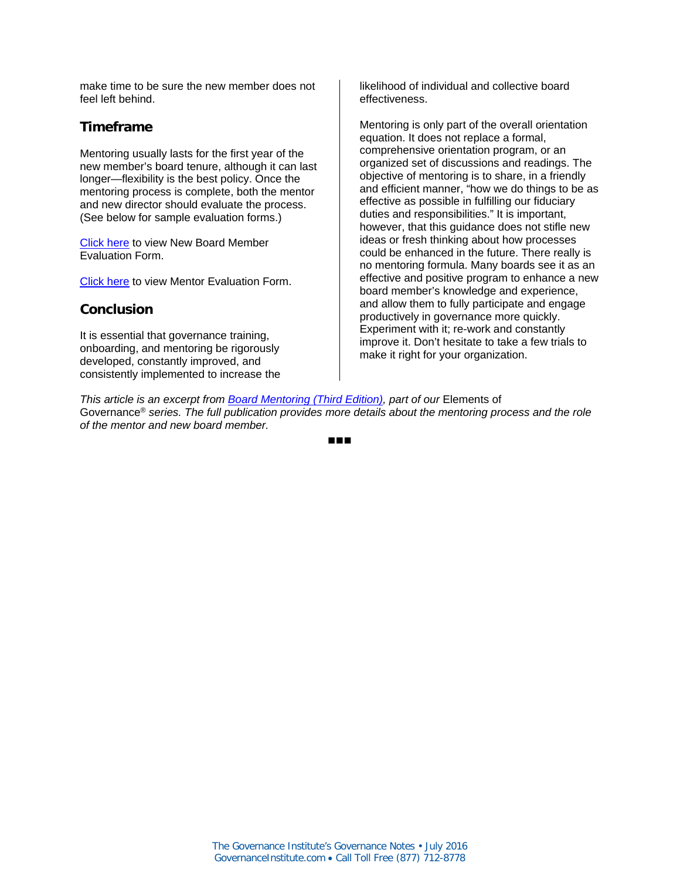make time to be sure the new member does not feel left behind.

## Timeframe

Mentoring usually lasts for the first year of the new member's board tenure, although it can last longer—flexibility is the best policy. Once the mentoring process is complete, both the mentor and new director should evaluate the process. (See below for sample evaluation forms.)

[Click here](#) to view New Board Member Evaluation Form.

[Click here](#) to view Mentor Evaluation Form.

## Conclusion

It is essential that governance training, onboarding, and mentoring be rigorously developed, constantly improved, and consistently implemented to increase the likelihood of individual and collective board effectiveness.

Mentoring is only part of the overall orientation equation. It does not replace a formal, comprehensive orientation program, or an organized set of discussions and readings. The objective of mentoring is to share, in a friendly and efficient manner, "how we do things to be as effective as possible in fulfilling our fiduciary duties and responsibilities." It is important, however, that this guidance does not stifle new ideas or fresh thinking about how processes could be enhanced in the future. There really is no mentoring formula. Many boards see it as an effective and positive program to enhance a new board member's knowledge and experience, and allow them to fully participate and engage productively in governance more quickly. Experiment with it; re-work and constantly improve it. Don't hesitate to take a few trials to make it right for your organization.

*This article is an excerpt from [Board Mentoring (Third Edition)](#), part of our* Elements of Governance® *series. The full publication provides more details about the mentoring process and the role of the mentor and new board member.*

■■■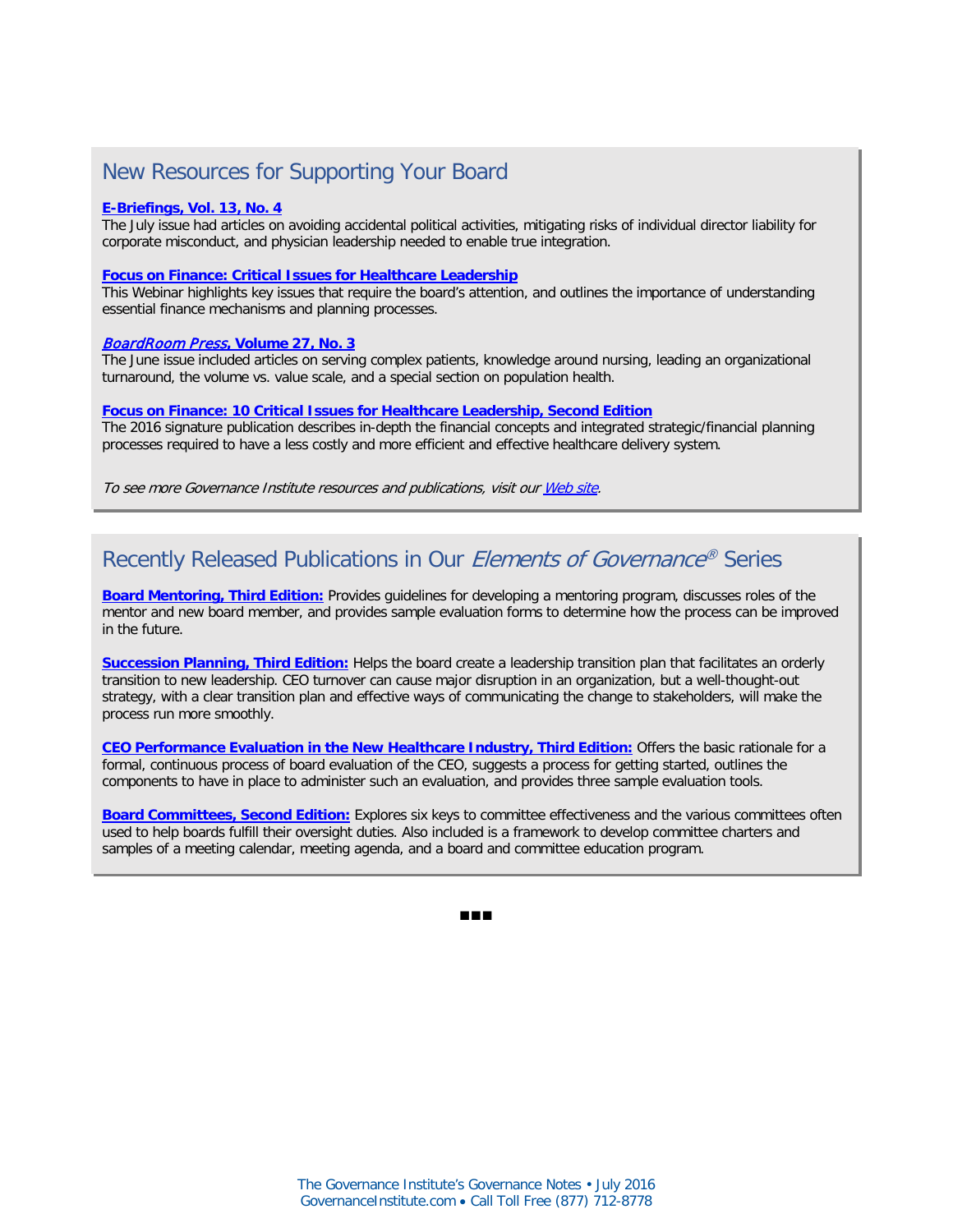## New Resources for Supporting Your Board

**E-Briefings, Vol. 13, No. 4**
The July issue had articles on avoiding accidental political activities, mitigating risks of individual director liability for corporate misconduct, and physician leadership needed to enable true integration.

**Focus on Finance: Critical Issues for Healthcare Leadership**
This Webinar highlights key issues that require the board's attention, and outlines the importance of understanding essential finance mechanisms and planning processes.

***BoardRoom Press*, Volume 27, No. 3**
The June issue included articles on serving complex patients, knowledge around nursing, leading an organizational turnaround, the volume vs. value scale, and a special section on population health.

**Focus on Finance: 10 Critical Issues for Healthcare Leadership, Second Edition**
The 2016 signature publication describes in-depth the financial concepts and integrated strategic/financial planning processes required to have a less costly and more efficient and effective healthcare delivery system.

*To see more Governance Institute resources and publications, visit our Web site.*

## Recently Released Publications in Our *Elements of Governance*® Series

**Board Mentoring, Third Edition:** Provides guidelines for developing a mentoring program, discusses roles of the mentor and new board member, and provides sample evaluation forms to determine how the process can be improved in the future.

**Succession Planning, Third Edition:** Helps the board create a leadership transition plan that facilitates an orderly transition to new leadership. CEO turnover can cause major disruption in an organization, but a well-thought-out strategy, with a clear transition plan and effective ways of communicating the change to stakeholders, will make the process run more smoothly.

**CEO Performance Evaluation in the New Healthcare Industry, Third Edition:** Offers the basic rationale for a formal, continuous process of board evaluation of the CEO, suggests a process for getting started, outlines the components to have in place to administer such an evaluation, and provides three sample evaluation tools.

**Board Committees, Second Edition:** Explores six keys to committee effectiveness and the various committees often used to help boards fulfill their oversight duties. Also included is a framework to develop committee charters and samples of a meeting calendar, meeting agenda, and a board and committee education program.

■■■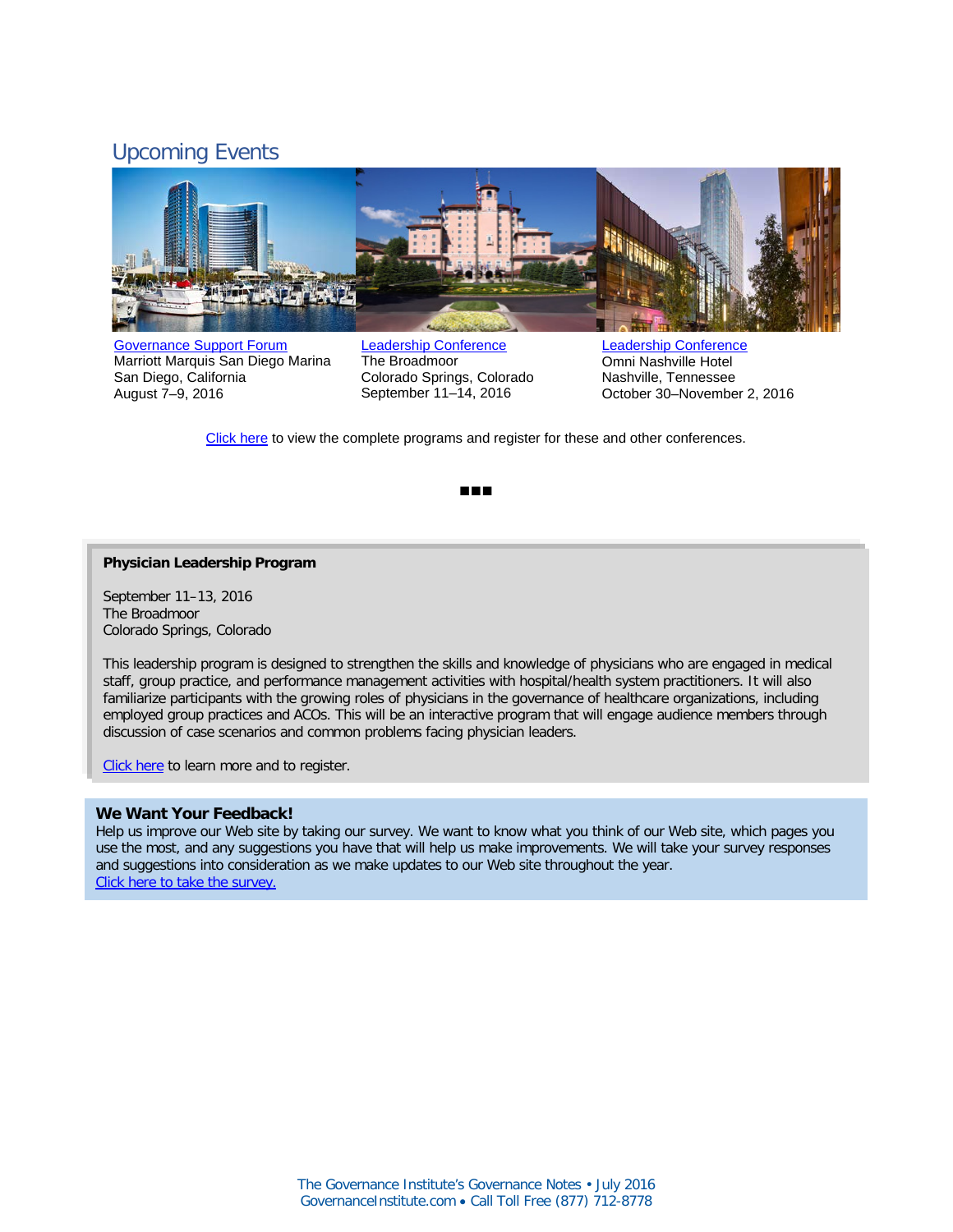## Upcoming Events

Governance Support Forum
Marriott Marquis San Diego Marina
San Diego, California
August 7–9, 2016

Leadership Conference
The Broadmoor
Colorado Springs, Colorado
September 11–14, 2016

Leadership Conference
Omni Nashville Hotel
Nashville, Tennessee
October 30–November 2, 2016

Click here to view the complete programs and register for these and other conferences.

■■■

**Physician Leadership Program**

September 11–13, 2016
The Broadmoor
Colorado Springs, Colorado

This leadership program is designed to strengthen the skills and knowledge of physicians who are engaged in medical staff, group practice, and performance management activities with hospital/health system practitioners. It will also familiarize participants with the growing roles of physicians in the governance of healthcare organizations, including employed group practices and ACOs. This will be an interactive program that will engage audience members through discussion of case scenarios and common problems facing physician leaders.

Click here to learn more and to register.

**We Want Your Feedback!**
Help us improve our Web site by taking our survey. We want to know what you think of our Web site, which pages you use the most, and any suggestions you have that will help us make improvements. We will take your survey responses and suggestions into consideration as we make updates to our Web site throughout the year.
Click here to take the survey.